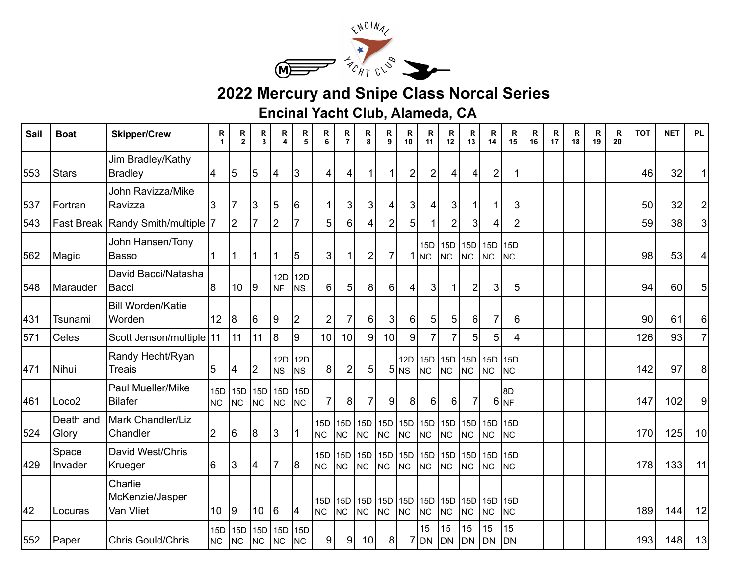# 2022 Mercury and Snipe Class Norcal Series

## Encinal Yacht Club, Alameda, CA

| Sail | Boat | Skipper/Crew | R 1 | R 2 | R 3 | R 4 | R 5 | R 6 | R 7 | R 8 | R 9 | R 10 | R 11 | R 12 | R 13 | R 14 | R 15 | R 16 | R 17 | R 18 | R 19 | R 20 | TOT | NET | PL |
|---|---|---|---|---|---|---|---|---|---|---|---|---|---|---|---|---|---|---|---|---|---|---|---|---|---|
| 553 | Stars | Jim Bradley/Kathy Bradley | 4 | 5 | 5 | 4 | 3 | 4 | 4 | 1 | 1 | 2 | 2 | 4 | 4 | 2 | 1 | | | | | | 46 | 32 | 1 |
| 537 | Fortran | John Ravizza/Mike Ravizza | 3 | 7 | 3 | 5 | 6 | 1 | 3 | 3 | 4 | 3 | 4 | 3 | 1 | 1 | 3 | | | | | | 50 | 32 | 2 |
| 543 | Fast Break | Randy Smith/multiple | 7 | 2 | 7 | 2 | 7 | 5 | 6 | 4 | 2 | 5 | 1 | 2 | 3 | 4 | 2 | | | | | | 59 | 38 | 3 |
| 562 | Magic | John Hansen/Tony Basso | 1 | 1 | 1 | 1 | 5 | 3 | 1 | 2 | 7 | 1 | 15D NC | 15D NC | 15D NC | 15D NC | 15D NC | | | | | | 98 | 53 | 4 |
| 548 | Marauder | David Bacci/Natasha Bacci | 8 | 10 | 9 | 12D NF | 12D NS | 6 | 5 | 8 | 6 | 4 | 3 | 1 | 2 | 3 | 5 | | | | | | 94 | 60 | 5 |
| 431 | Tsunami | Bill Worden/Katie Worden | 12 | 8 | 6 | 9 | 2 | 2 | 7 | 6 | 3 | 6 | 5 | 5 | 6 | 7 | 6 | | | | | | 90 | 61 | 6 |
| 571 | Celes | Scott Jenson/multiple | 11 | 11 | 11 | 8 | 9 | 10 | 10 | 9 | 10 | 9 | 7 | 7 | 5 | 5 | 4 | | | | | | 126 | 93 | 7 |
| 471 | Nihui | Randy Hecht/Ryan Treais | 5 | 4 | 2 | 12D NS | 12D NS | 8 | 2 | 5 | 5 | 12D NS | 15D NC | 15D NC | 15D NC | 15D NC | 15D NC | | | | | | 142 | 97 | 8 |
| 461 | Loco2 | Paul Mueller/Mike Bilafer | 15D NC | 15D NC | 15D NC | 15D NC | 15D NC | 7 | 8 | 7 | 9 | 8 | 6 | 6 | 7 | 6 | 8D NF | | | | | | 147 | 102 | 9 |
| 524 | Death and Glory | Mark Chandler/Liz Chandler | 2 | 6 | 8 | 3 | 1 | 15D NC | 15D NC | 15D NC | 15D NC | 15D NC | 15D NC | 15D NC | 15D NC | 15D NC | 15D NC | | | | | | 170 | 125 | 10 |
| 429 | Space Invader | David West/Chris Krueger | 6 | 3 | 4 | 7 | 8 | 15D NC | 15D NC | 15D NC | 15D NC | 15D NC | 15D NC | 15D NC | 15D NC | 15D NC | 15D NC | | | | | | 178 | 133 | 11 |
| 42 | Locuras | Charlie McKenzie/Jasper Van Vliet | 10 | 9 | 10 | 6 | 4 | 15D NC | 15D NC | 15D NC | 15D NC | 15D NC | 15D NC | 15D NC | 15D NC | 15D NC | 15D NC | | | | | | 189 | 144 | 12 |
| 552 | Paper | Chris Gould/Chris | 15D NC | 15D NC | 15D NC | 15D NC | 15D NC | 9 | 9 | 10 | 8 | 7 | 15 DN | 15 DN | 15 DN | 15 DN | 15 DN | | | | | | 193 | 148 | 13 |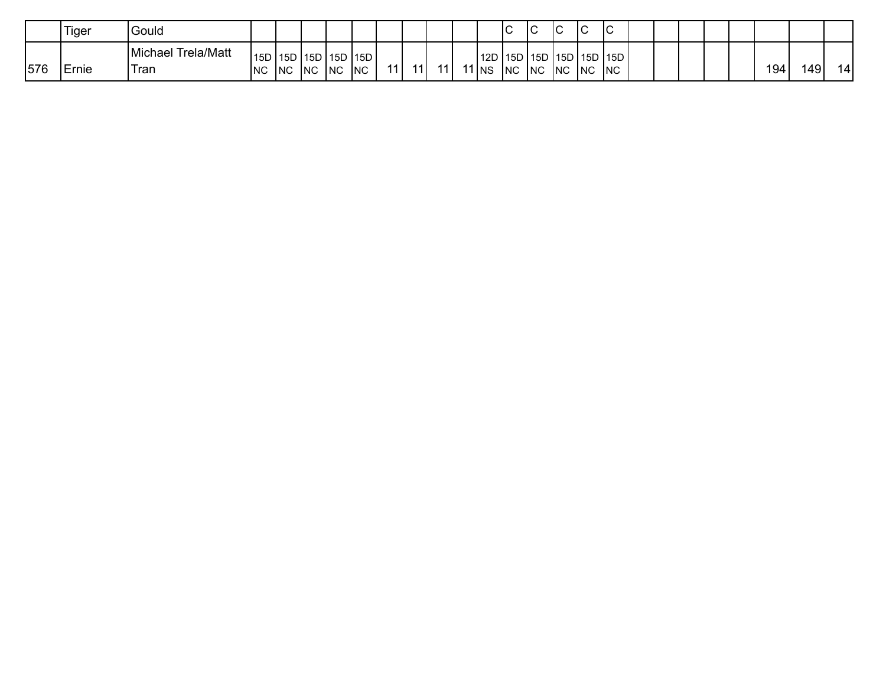| | | | | | | | | | | | | | | | | | | | | | | | | |
|---|---|---|---|---|---|---|---|---|---|---|---|---|---|---|---|---|---|---|---|---|---|---|---|---|
| | Tiger | Gould | | | | | | | | | | | C | C | C | C | C | | | | | | | | |
| 576 | Ernie | Michael Trela/Matt Tran | 15D NC | 15D NC | 15D NC | 15D NC | 15D NC | 11 | 11 | 11 | 11 | 12D NS | 15D NC | 15D NC | 15D NC | 15D NC | 15D NC | | | | | | 194 | 149 | 14 |